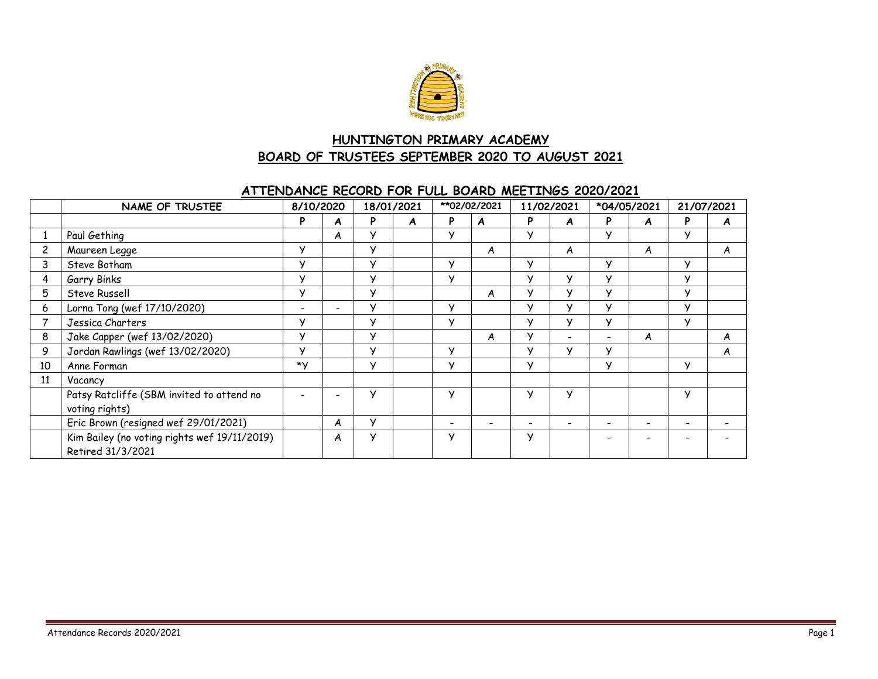# HUNTINGTON PRIMARY ACADEMY

## BOARD OF TRUSTEES SEPTEMBER 2020 TO AUGUST 2021

### ATTENDANCE RECORD FOR FULL BOARD MEETINGS 2020/2021

| | NAME OF TRUSTEE | 8/10/2020 | | 18/01/2021 | | **02/02/2021 | | 11/02/2021 | | *04/05/2021 | | 21/07/2021 | |
|---|---|---|---|---|---|---|---|---|---|---|---|---|---|
| | | P | A | P | A | P | A | P | A | P | A | P | A |
| 1 | Paul Gething | | A | Y | | Y | | Y | | Y | | Y | |
| 2 | Maureen Legge | Y | | Y | | | A | | A | | A | | A |
| 3 | Steve Botham | Y | | Y | | Y | | Y | | Y | | Y | |
| 4 | Garry Binks | Y | | Y | | Y | | Y | Y | Y | | Y | |
| 5 | Steve Russell | Y | | Y | | | A | Y | Y | Y | | Y | |
| 6 | Lorna Tong (wef 17/10/2020) | - | - | Y | | Y | | Y | Y | Y | | Y | |
| 7 | Jessica Charters | Y | | Y | | Y | | Y | Y | Y | | Y | |
| 8 | Jake Capper (wef 13/02/2020) | Y | | Y | | | A | Y | - | - | A | | A |
| 9 | Jordan Rawlings (wef 13/02/2020) | Y | | Y | | Y | | Y | Y | Y | | | A |
| 10 | Anne Forman | *Y | | Y | | Y | | Y | | Y | | Y | |
| 11 | Vacancy | | | | | | | | | | | | |
| | Patsy Ratcliffe (SBM invited to attend no voting rights) | - | - | Y | | Y | | Y | Y | | | Y | |
| | Eric Brown (resigned wef 29/01/2021) | | A | Y | | - | - | - | - | - | - | - | - |
| | Kim Bailey (no voting rights wef 19/11/2019) Retired 31/3/2021 | | A | Y | | Y | | Y | | - | - | - | - |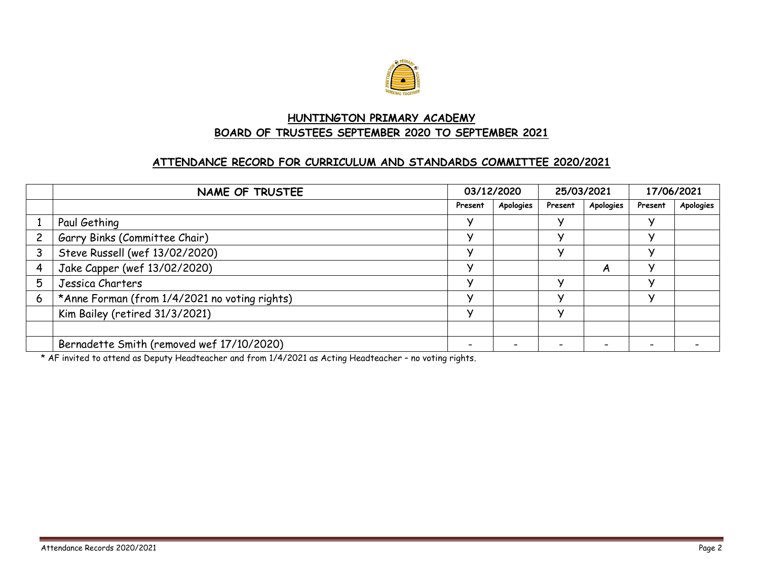## HUNTINGTON PRIMARY ACADEMY
## BOARD OF TRUSTEES SEPTEMBER 2020 TO SEPTEMBER 2021

### ATTENDANCE RECORD FOR CURRICULUM AND STANDARDS COMMITTEE 2020/2021

| | NAME OF TRUSTEE | 03/12/2020 | | 25/03/2021 | | 17/06/2021 | |
|---|---|---|---|---|---|---|---|
| | | Present | Apologies | Present | Apologies | Present | Apologies |
| 1 | Paul Gething | Y | | Y | | Y | |
| 2 | Garry Binks (Committee Chair) | Y | | Y | | Y | |
| 3 | Steve Russell (wef 13/02/2020) | Y | | Y | | Y | |
| 4 | Jake Capper (wef 13/02/2020) | Y | | | A | Y | |
| 5 | Jessica Charters | Y | | Y | | Y | |
| 6 | *Anne Forman (from 1/4/2021 no voting rights) | Y | | Y | | Y | |
| | Kim Bailey (retired 31/3/2021) | Y | | Y | | | |
| | | | | | | | |
| | Bernadette Smith (removed wef 17/10/2020) | - | - | - | - | - | - |

* AF invited to attend as Deputy Headteacher and from 1/4/2021 as Acting Headteacher – no voting rights.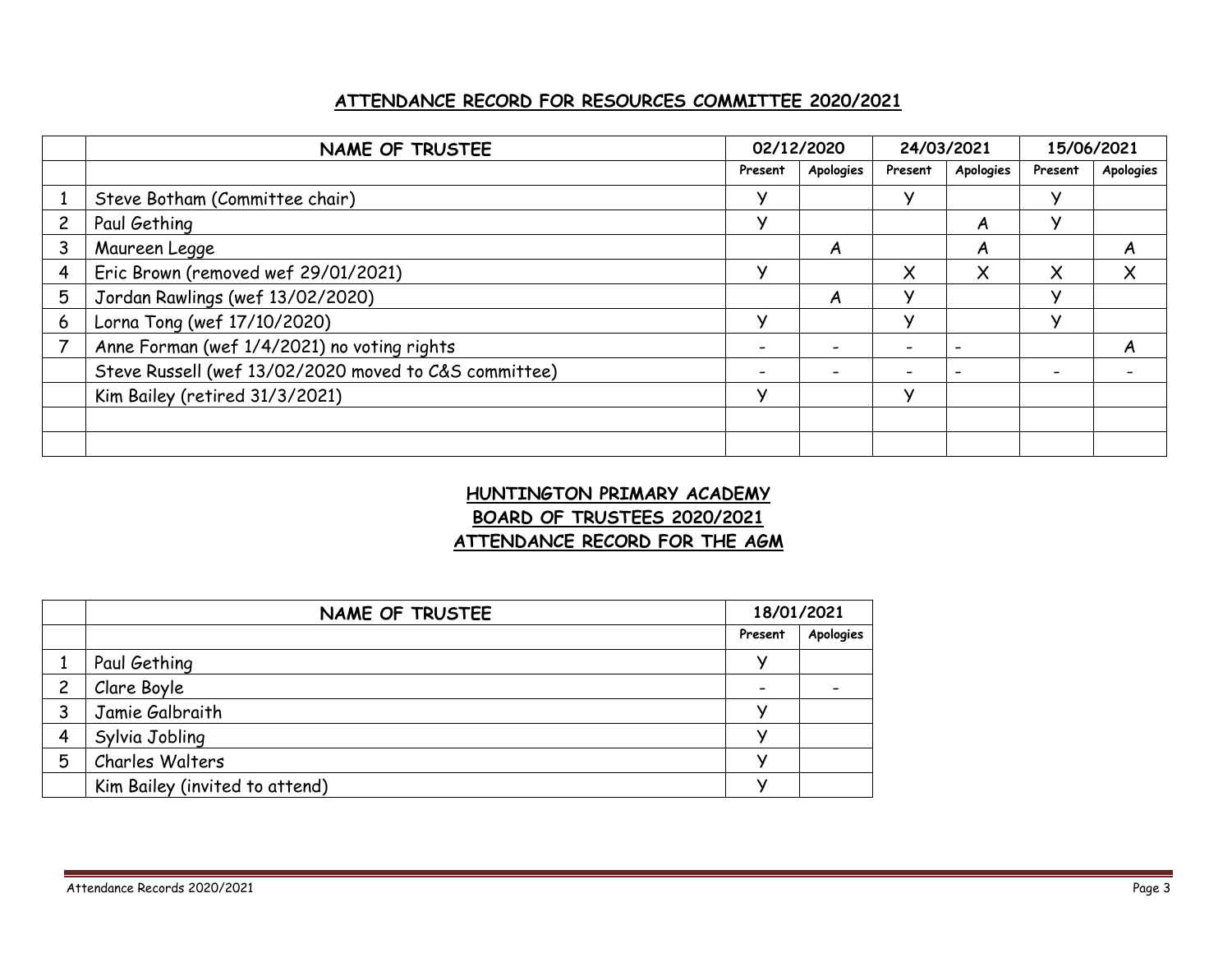## ATTENDANCE RECORD FOR RESOURCES COMMITTEE 2020/2021

| | NAME OF TRUSTEE | 02/12/2020 | | 24/03/2021 | | 15/06/2021 | |
|---|---|---|---|---|---|---|---|
| | | Present | Apologies | Present | Apologies | Present | Apologies |
| 1 | Steve Botham (Committee chair) | Y | | Y | | Y | |
| 2 | Paul Gething | Y | | | A | Y | |
| 3 | Maureen Legge | | A | | A | | A |
| 4 | Eric Brown (removed wef 29/01/2021) | Y | | X | X | X | X |
| 5 | Jordan Rawlings (wef 13/02/2020) | | A | Y | | Y | |
| 6 | Lorna Tong (wef 17/10/2020) | Y | | Y | | Y | |
| 7 | Anne Forman (wef 1/4/2021) no voting rights | - | - | - | - | | A |
| | Steve Russell (wef 13/02/2020 moved to C&S committee) | - | - | - | - | - | - |
| | Kim Bailey (retired 31/3/2021) | Y | | Y | | | |
| | | | | | | | |
| | | | | | | | |

## HUNTINGTON PRIMARY ACADEMY
## BOARD OF TRUSTEES 2020/2021
## ATTENDANCE RECORD FOR THE AGM

| | NAME OF TRUSTEE | 18/01/2021 | |
|---|---|---|---|
| | | Present | Apologies |
| 1 | Paul Gething | Y | |
| 2 | Clare Boyle | - | - |
| 3 | Jamie Galbraith | Y | |
| 4 | Sylvia Jobling | Y | |
| 5 | Charles Walters | Y | |
| | Kim Bailey (invited to attend) | Y | |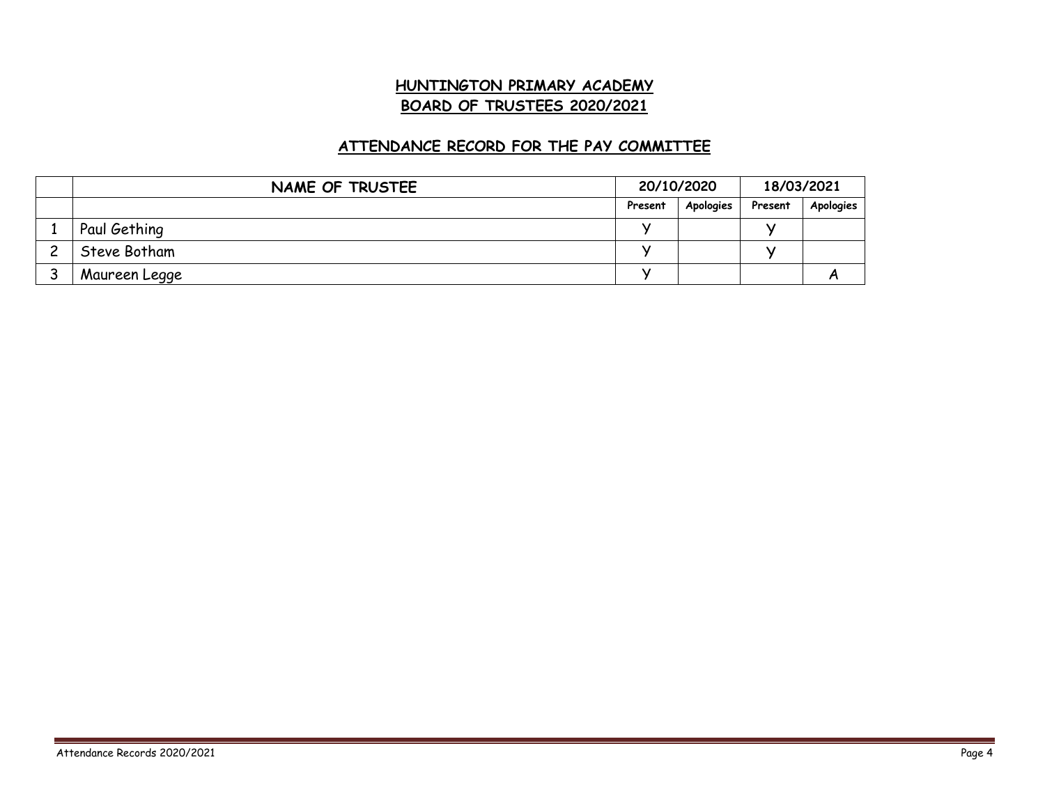# HUNTINGTON PRIMARY ACADEMY
## BOARD OF TRUSTEES 2020/2021

### ATTENDANCE RECORD FOR THE PAY COMMITTEE

| | NAME OF TRUSTEE | 20/10/2020 | | 18/03/2021 | |
|---|---|---|---|---|---|
| | | Present | Apologies | Present | Apologies |
| 1 | Paul Gething | Y | | Y | |
| 2 | Steve Botham | Y | | Y | |
| 3 | Maureen Legge | Y | | | A |